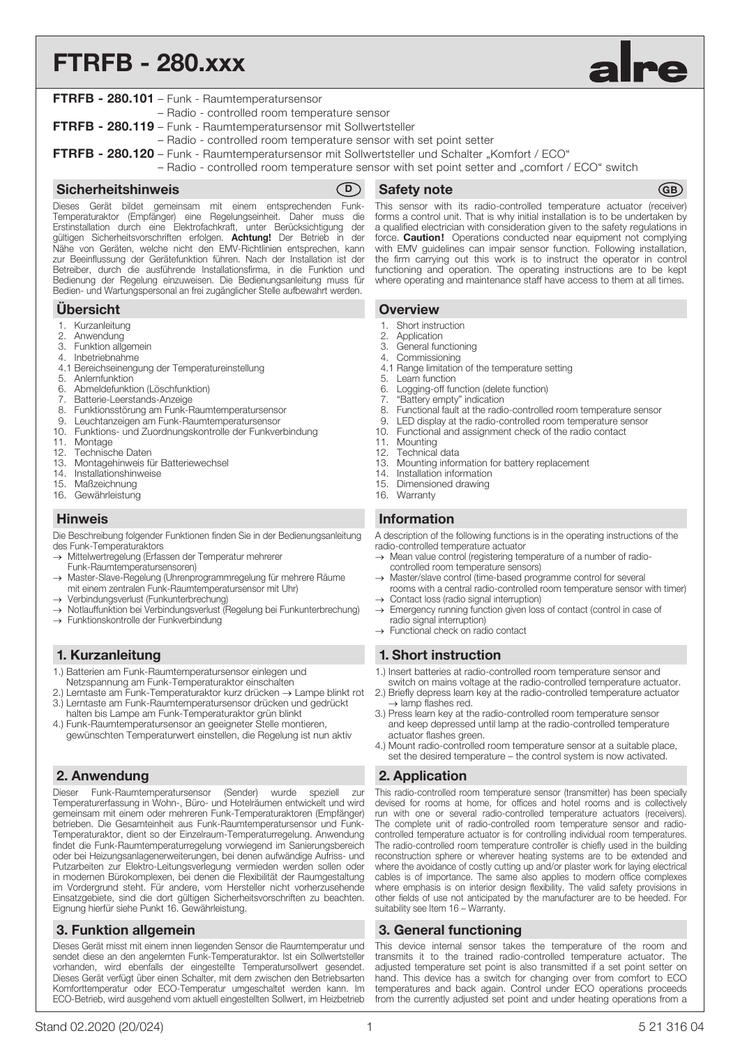# FTRFB - 280.xxx

alre

**FTRFB - 280.101** – Funk - Raumtemperatursensor
– Radio - controlled room temperature sensor

**FTRFB - 280.119** – Funk - Raumtemperatursensor mit Sollwertsteller
– Radio - controlled room temperature sensor with set point setter

**FTRFB - 280.120** – Funk - Raumtemperatursensor mit Sollwertsteller und Schalter „Komfort / ECO"
– Radio - controlled room temperature sensor with set point setter and „comfort / ECO" switch

## Sicherheitshinweis (D)

Dieses Gerät bildet gemeinsam mit einem entsprechenden Funk-Temperaturaktor (Empfänger) eine Regelungseinheit. Daher muss die Erstinstallation durch eine Elektrofachkraft, unter Berücksichtigung der gültigen Sicherheitsvorschriften erfolgen. **Achtung!** Der Betrieb in der Nähe von Geräten, welche nicht den EMV-Richtlinien entsprechen, kann zur Beeinflussung der Gerätefunktion führen. Nach der Installation ist der Betreiber, durch die ausführende Installationsfirma, in die Funktion und Bedienung der Regelung einzuweisen. Die Bedienungsanleitung muss für Bedien- und Wartungspersonal an frei zugänglicher Stelle aufbewahrt werden.

## Übersicht

1. Kurzanleitung
2. Anwendung
3. Funktion allgemein
4. Inbetriebnahme
4.1 Bereichseinengung der Temperatureinstellung
5. Anlernfunktion
6. Abmeldefunktion (Löschfunktion)
7. Batterie-Leerstands-Anzeige
8. Funktionsstörung am Funk-Raumtemperatursensor
9. Leuchtanzeigen am Funk-Raumtemperatursensor
10. Funktions- und Zuordnungskontrolle der Funkverbindung
11. Montage
12. Technische Daten
13. Montagehinweis für Batteriewechsel
14. Installationshinweise
15. Maßzeichnung
16. Gewährleistung

## Hinweis

Die Beschreibung folgender Funktionen finden Sie in der Bedienungsanleitung des Funk-Temperaturaktors

→ Mittelwertregelung (Erfassen der Temperatur mehrerer Funk-Raumtemperatursensoren)
→ Master-Slave-Regelung (Uhrenprogrammregelung für mehrere Räume mit einem zentralen Funk-Raumtemperatursensor mit Uhr)
→ Verbindungsverlust (Funkunterbrechung)
→ Notlauffunktion bei Verbindungsverlust (Regelung bei Funkunterbrechung)
→ Funktionskontrolle der Funkverbindung

## 1. Kurzanleitung

1.) Batterien am Funk-Raumtemperatursensor einlegen und Netzspannung am Funk-Temperaturaktor einschalten
2.) Lerntaste am Funk-Temperaturaktor kurz drücken → Lampe blinkt rot
3.) Lerntaste am Funk-Raumtemperatursensor drücken und gedrückt halten bis Lampe am Funk-Temperaturaktor grün blinkt
4.) Funk-Raumtemperatursensor an geeigneter Stelle montieren, gewünschten Temperaturwert einstellen, die Regelung ist nun aktiv

## 2. Anwendung

Dieser Funk-Raumtemperatursensor (Sender) wurde speziell zur Temperaturerfassung in Wohn-, Büro- und Hotelräumen entwickelt und wird gemeinsam mit einem oder mehreren Funk-Temperaturaktoren (Empfänger) betrieben. Die Gesamteinheit aus Funk-Raumtemperatursensor und Funk-Temperaturaktor, dient so der Einzelraum-Temperaturregelung. Anwendung findet die Funk-Raumtemperaturregelung vorwiegend im Sanierungsbereich oder bei Heizungsanlagenerweiterungen, bei denen aufwändige Aufriss- und Putzarbeiten zur Elektro-Leitungsverlegung vermieden werden sollen oder in modernen Bürokomplexen, bei denen die Flexibilität der Raumgestaltung im Vordergrund steht. Für andere, vom Hersteller nicht vorherzusehende Einsatzgebiete, sind die dort gültigen Sicherheitsvorschriften zu beachten. Eignung hierfür siehe Punkt 16. Gewährleistung.

## 3. Funktion allgemein

Dieses Gerät misst mit einem innen liegenden Sensor die Raumtemperatur und sendet diese an den angelernten Funk-Temperaturaktor. Ist ein Sollwertsteller vorhanden, wird ebenfalls der eingestellte Temperatursollwert gesendet. Dieses Gerät verfügt über einen Schalter, mit dem zwischen den Betriebsarten Komforttemperatur oder ECO-Temperatur umgeschaltet werden kann. Im ECO-Betrieb, wird ausgehend vom aktuell eingestellten Sollwert, im Heizbetrieb

## Safety note (GB)

This sensor with its radio-controlled temperature actuator (receiver) forms a control unit. That is why initial installation is to be undertaken by a qualified electrician with consideration given to the safety regulations in force. **Caution!** Operations conducted near equipment not complying with EMV guidelines can impair sensor function. Following installation, the firm carrying out this work is to instruct the operator in control functioning and operation. The operating instructions are to be kept where operating and maintenance staff have access to them at all times.

## Overview

1. Short instruction
2. Application
3. General functioning
4. Commissioning
4.1 Range limitation of the temperature setting
5. Learn function
6. Logging-off function (delete function)
7. "Battery empty" indication
8. Functional fault at the radio-controlled room temperature sensor
9. LED display at the radio-controlled room temperature sensor
10. Functional and assignment check of the radio contact
11. Mounting
12. Technical data
13. Mounting information for battery replacement
14. Installation information
15. Dimensioned drawing
16. Warranty

## Information

A description of the following functions is in the operating instructions of the radio-controlled temperature actuator

→ Mean value control (registering temperature of a number of radio-controlled room temperature sensors)
→ Master/slave control (time-based programme control for several rooms with a central radio-controlled room temperature sensor with timer)
→ Contact loss (radio signal interruption)
→ Emergency running function given loss of contact (control in case of radio signal interruption)
→ Functional check on radio contact

## 1. Short instruction

1.) Insert batteries at radio-controlled room temperature sensor and switch on mains voltage at the radio-controlled temperature actuator.
2.) Briefly depress learn key at the radio-controlled temperature actuator → lamp flashes red.
3.) Press learn key at the radio-controlled room temperature sensor and keep depressed until lamp at the radio-controlled temperature actuator flashes green.
4.) Mount radio-controlled room temperature sensor at a suitable place, set the desired temperature – the control system is now activated.

## 2. Application

This radio-controlled room temperature sensor (transmitter) has been specially devised for rooms at home, for offices and hotel rooms and is collectively run with one or several radio-controlled temperature actuators (receivers). The complete unit of radio-controlled room temperature sensor and radio-controlled temperature actuator is for controlling individual room temperatures. The radio-controlled room temperature controller is chiefly used in the building reconstruction sphere or wherever heating systems are to be extended and where the avoidance of costly cutting up and/or plaster work for laying electrical cables is of importance. The same also applies to modern office complexes where emphasis is on interior design flexibility. The valid safety provisions in other fields of use not anticipated by the manufacturer are to be heeded. For suitability see Item 16 – Warranty.

## 3. General functioning

This device internal sensor takes the temperature of the room and transmits it to the trained radio-controlled temperature actuator. The adjusted temperature set point is also transmitted if a set point setter on hand. This device has a switch for changing over from comfort to ECO temperatures and back again. Control under ECO operations proceeds from the currently adjusted set point and under heating operations from a

Stand 02.2020 (20/024) 5 21 316 04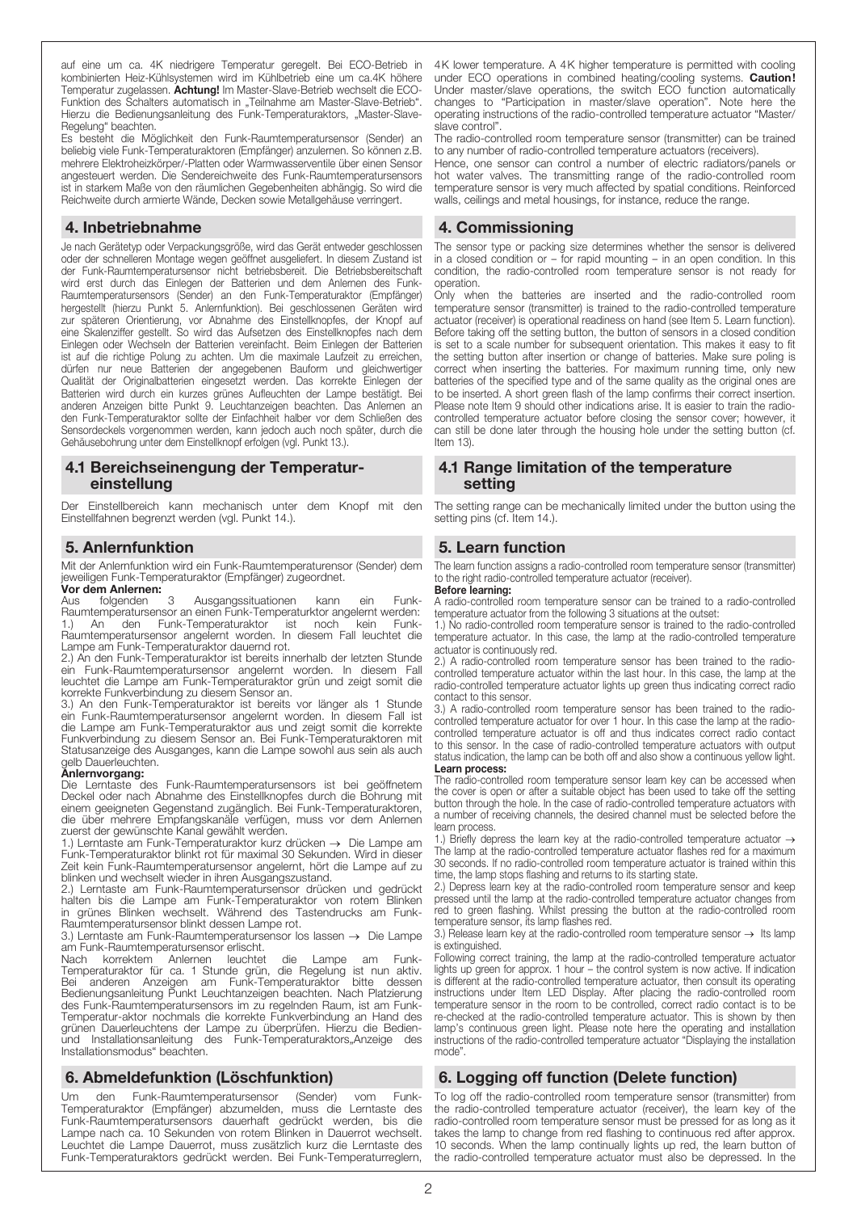auf eine um ca. 4K niedrigere Temperatur geregelt. Bei ECO-Betrieb in kombinierten Heiz-Kühlsystemen wird im Kühlbetrieb eine um ca.4K höhere Temperatur zugelassen. **Achtung!** Im Master-Slave-Betrieb wechselt die ECO-Funktion des Schalters automatisch in „Teilnahme am Master-Slave-Betrieb". Hierzu die Bedienungsanleitung des Funk-Temperaturaktors, „Master-Slave-Regelung" beachten.

Es besteht die Möglichkeit den Funk-Raumtemperatursensor (Sender) an beliebig viele Funk-Temperaturaktoren (Empfänger) anzulernen. So können z.B. mehrere Elektroheizkörper/-Platten oder Warmwasserventile über einen Sensor angesteuert werden. Die Sendereichweite des Funk-Raumtemperatursensors ist in starkem Maße von den räumlichen Gegebenheiten abhängig. So wird die Reichweite durch armierte Wände, Decken sowie Metallgehäuse verringert.

## 4. Inbetriebnahme

Je nach Gerätetyp oder Verpackungsgröße, wird das Gerät entweder geschlossen oder der schnelleren Montage wegen geöffnet ausgeliefert. In diesem Zustand ist der Funk-Raumtemperatursensor nicht betriebsbereit. Die Betriebsbereitschaft wird erst durch das Einlegen der Batterien und dem Anlernen des Funk-Raumtemperatursensors (Sender) an den Funk-Temperaturaktor (Empfänger) hergestellt (hierzu Punkt 5. Anlernfunktion). Bei geschlossenen Geräten wird zur späteren Orientierung, vor Abnahme des Einstellknopfes, der Knopf auf eine Skalenziffer gestellt. So wird das Aufsetzen des Einstellknopfes nach dem Einlegen oder Wechseln der Batterien vereinfacht. Beim Einlegen der Batterien ist auf die richtige Polung zu achten. Um die maximale Laufzeit zu erreichen, dürfen nur neue Batterien der angegebenen Bauform und gleichwertiger Qualität der Originalbatterien eingesetzt werden. Das korrekte Einlegen der Batterien wird durch ein kurzes grünes Aufleuchten der Lampe bestätigt. Bei anderen Anzeigen bitte Punkt 9. Leuchtanzeigen beachten. Das Anlernen an den Funk-Temperaturaktor sollte der Einfachheit halber vor dem Schließen des Sensordeckels vorgenommen werden, kann jedoch auch noch später, durch die Gehäusebohrung unter dem Einstellknopf erfolgen (vgl. Punkt 13.).

### 4.1 Bereichseinengung der Temperatur-einstellung

Der Einstellbereich kann mechanisch unter dem Knopf mit den Einstellfahnen begrenzt werden (vgl. Punkt 14.).

## 5. Anlernfunktion

Mit der Anlernfunktion wird ein Funk-Raumtemperaturensor (Sender) dem jeweiligen Funk-Temperaturaktor (Empfänger) zugeordnet.

**Vor dem Anlernen:**

Aus folgenden 3 Ausgangssituationen kann ein Funk-Raumtemperatursensor an einen Funk-Temperaturktor angelernt werden:

1.) An den Funk-Temperaturaktor ist noch kein Funk-Raumtemperatursensor angelernt worden. In diesem Fall leuchtet die Lampe am Funk-Temperaturaktor dauernd rot.

2.) An den Funk-Temperaturaktor ist bereits innerhalb der letzten Stunde ein Funk-Raumtemperatursensor angelernt worden. In diesem Fall leuchtet die Lampe am Funk-Temperaturaktor grün und zeigt somit die korrekte Funkverbindung zu diesem Sensor an.

3.) An den Funk-Temperaturaktor ist bereits vor länger als 1 Stunde ein Funk-Raumtemperatursensor angelernt worden. In diesem Fall ist die Lampe am Funk-Temperaturaktor aus und zeigt somit die korrekte Funkverbindung zu diesem Sensor an. Bei Funk-Temperaturaktoren mit Statusanzeige des Ausganges, kann die Lampe sowohl aus sein als auch gelb Dauerleuchten.

**Anlernvorgang:**

Die Lerntaste des Funk-Raumtemperatursensors ist bei geöffnetem Deckel oder nach Abnahme des Einstellknopfes durch die Bohrung mit einem geeigneten Gegenstand zugänglich. Bei Funk-Temperaturaktoren, die über mehrere Empfangskanäle verfügen, muss vor dem Anlernen zuerst der gewünschte Kanal gewählt werden.

1.) Lerntaste am Funk-Temperaturaktor kurz drücken → Die Lampe am Funk-Temperaturaktor blinkt rot für maximal 30 Sekunden. Wird in dieser Zeit kein Funk-Raumtemperatursensor angelernt, hört die Lampe auf zu blinken und wechselt wieder in ihren Ausgangszustand.

2.) Lerntaste am Funk-Raumtemperatursensor drücken und gedrückt halten bis die Lampe am Funk-Temperaturaktor von rotem Blinken in grünes Blinken wechselt. Während des Tastendrucks am Funk-Raumtemperatursensor blinkt dessen Lampe rot.

3.) Lerntaste am Funk-Raumtemperatursensor los lassen → Die Lampe am Funk-Raumtemperatursensor erlischt.

Nach korrektem Anlernen leuchtet die Lampe am Funk-Temperaturaktor für ca. 1 Stunde grün, die Regelung ist nun aktiv. Bei anderen Anzeigen am Funk-Temperaturaktor bitte dessen Bedienungsanleitung Punkt Leuchtanzeigen beachten. Nach Platzierung des Funk-Raumtemperatursensors im zu regelnden Raum, ist am Funk-Temperatur-aktor nochmals die korrekte Funkverbindung an Hand des grünen Dauerleuchtens der Lampe zu überprüfen. Hierzu die Bedien- und Installationsanleitung des Funk-Temperaturaktors„Anzeige des Installationsmodus" beachten.

## 6. Abmeldefunktion (Löschfunktion)

Um den Funk-Raumtemperatursensor (Sender) vom Funk-Temperaturaktor (Empfänger) abzumelden, muss die Lerntaste des Funk-Raumtemperatursensors dauerhaft gedrückt werden, bis die Lampe nach ca. 10 Sekunden von rotem Blinken in Dauerrot wechselt. Leuchtet die Lampe Dauerrot, muss zusätzlich kurz die Lerntaste des Funk-Temperaturaktors gedrückt werden. Bei Funk-Temperaturreglern,

4K lower temperature. A 4K higher temperature is permitted with cooling under ECO operations in combined heating/cooling systems. **Caution!** Under master/slave operations, the switch ECO function automatically changes to "Participation in master/slave operation". Note here the operating instructions of the radio-controlled temperature actuator "Master/slave control".

The radio-controlled room temperature sensor (transmitter) can be trained to any number of radio-controlled temperature actuators (receivers).

Hence, one sensor can control a number of electric radiators/panels or hot water valves. The transmitting range of the radio-controlled room temperature sensor is very much affected by spatial conditions. Reinforced walls, ceilings and metal housings, for instance, reduce the range.

## 4. Commissioning

The sensor type or packing size determines whether the sensor is delivered in a closed condition or – for rapid mounting – in an open condition. In this condition, the radio-controlled room temperature sensor is not ready for operation.

Only when the batteries are inserted and the radio-controlled room temperature sensor (transmitter) is trained to the radio-controlled temperature actuator (receiver) is operational readiness on hand (see Item 5. Learn function). Before taking off the setting button, the button of sensors in a closed condition is set to a scale number for subsequent orientation. This makes it easy to fit the setting button after insertion or change of batteries. Make sure poling is correct when inserting the batteries. For maximum running time, only new batteries of the specified type and of the same quality as the original ones are to be inserted. A short green flash of the lamp confirms their correct insertion. Please note Item 9 should other indications arise. It is easier to train the radio-controlled temperature actuator before closing the sensor cover; however, it can still be done later through the housing hole under the setting button (cf. Item 13).

### 4.1 Range limitation of the temperature setting

The setting range can be mechanically limited under the button using the setting pins (cf. Item 14.).

## 5. Learn function

The learn function assigns a radio-controlled room temperature sensor (transmitter) to the right radio-controlled temperature actuator (receiver).

**Before learning:**

A radio-controlled room temperature sensor can be trained to a radio-controlled temperature actuator from the following 3 situations at the outset:

1.) No radio-controlled room temperature sensor is trained to the radio-controlled temperature actuator. In this case, the lamp at the radio-controlled temperature actuator is continuously red.

2.) A radio-controlled room temperature sensor has been trained to the radio-controlled temperature actuator within the last hour. In this case, the lamp at the radio-controlled temperature actuator lights up green thus indicating correct radio contact to this sensor.

3.) A radio-controlled room temperature sensor has been trained to the radio-controlled temperature actuator for over 1 hour. In this case the lamp at the radio-controlled temperature actuator is off and thus indicates correct radio contact to this sensor. In the case of radio-controlled temperature actuators with output status indication, the lamp can be both off and also show a continuous yellow light.

**Learn process:**

The radio-controlled room temperature sensor learn key can be accessed when the cover is open or after a suitable object has been used to take off the setting button through the hole. In the case of radio-controlled temperature actuators with a number of receiving channels, the desired channel must be selected before the learn process.

1.) Briefly depress the learn key at the radio-controlled temperature actuator → The lamp at the radio-controlled temperature actuator flashes red for a maximum 30 seconds. If no radio-controlled room temperature actuator is trained within this time, the lamp stops flashing and returns to its starting state.

2.) Depress learn key at the radio-controlled room temperature sensor and keep pressed until the lamp at the radio-controlled temperature actuator changes from red to green flashing. Whilst pressing the button at the radio-controlled room temperature sensor, its lamp flashes red.

3.) Release learn key at the radio-controlled room temperature sensor → Its lamp is extinguished.

Following correct training, the lamp at the radio-controlled temperature actuator lights up green for approx. 1 hour – the control system is now active. If indication is different at the radio-controlled temperature actuator, then consult its operating instructions under Item LED Display. After placing the radio-controlled room temperature sensor in the room to be controlled, correct radio contact is to be re-checked at the radio-controlled temperature actuator. This is shown by then lamp's continuous green light. Please note here the operating and installation instructions of the radio-controlled temperature actuator "Displaying the installation mode".

## 6. Logging off function (Delete function)

To log off the radio-controlled room temperature sensor (transmitter) from the radio-controlled temperature actuator (receiver), the learn key of the radio-controlled room temperature sensor must be pressed for as long as it takes the lamp to change from red flashing to continuous red after approx. 10 seconds. When the lamp continually lights up red, the learn button of the radio-controlled temperature actuator must also be depressed. In the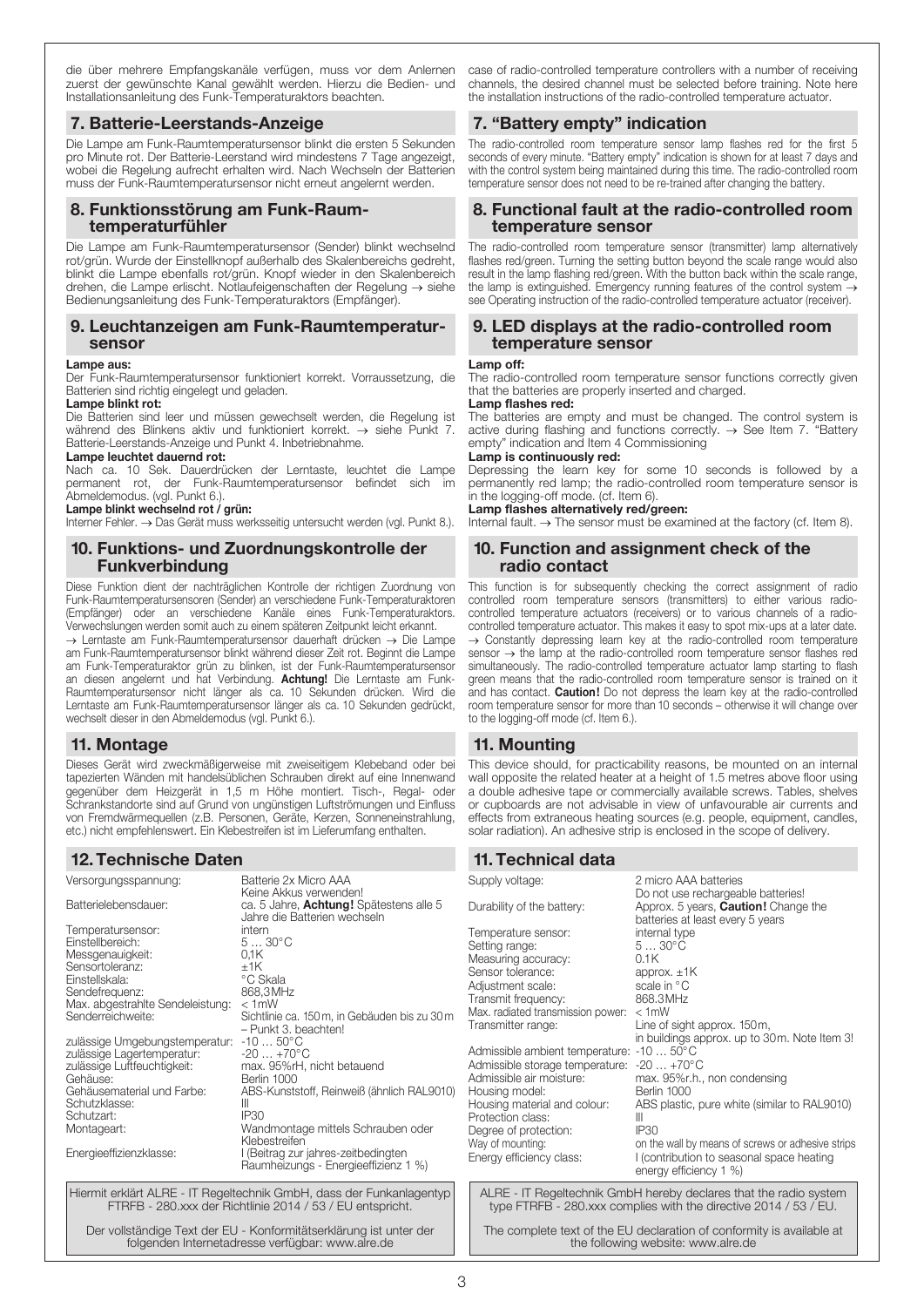die über mehrere Empfangskanäle verfügen, muss vor dem Anlernen zuerst der gewünschte Kanal gewählt werden. Hierzu die Bedien- und Installationsanleitung des Funk-Temperaturaktors beachten.

## 7. Batterie-Leerstands-Anzeige

Die Lampe am Funk-Raumtemperatursensor blinkt die ersten 5 Sekunden pro Minute rot. Der Batterie-Leerstand wird mindestens 7 Tage angezeigt, wobei die Regelung aufrecht erhalten wird. Nach Wechseln der Batterien muss der Funk-Raumtemperatursensor nicht erneut angelernt werden.

## 8. Funktionsstörung am Funk-Raumtemperaturfühler

Die Lampe am Funk-Raumtemperatursensor (Sender) blinkt wechselnd rot/grün. Wurde der Einstellknopf außerhalb des Skalenbereichs gedreht, blinkt die Lampe ebenfalls rot/grün. Knopf wieder in den Skalenbereich drehen, die Lampe erlischt. Notlaufeigenschaften der Regelung → siehe Bedienungsanleitung des Funk-Temperaturaktors (Empfänger).

## 9. Leuchtanzeigen am Funk-Raumtemperatursensor

**Lampe aus:**
Der Funk-Raumtemperatursensor funktioniert korrekt. Vorraussetzung, die Batterien sind richtig eingelegt und geladen.

**Lampe blinkt rot:**
Die Batterien sind leer und müssen gewechselt werden, die Regelung ist während des Blinkens aktiv und funktioniert korrekt. → siehe Punkt 7. Batterie-Leerstands-Anzeige und Punkt 4. Inbetriebnahme.

**Lampe leuchtet dauernd rot:**
Nach ca. 10 Sek. Dauerdrücken der Lerntaste, leuchtet die Lampe permanent rot, der Funk-Raumtemperatursensor befindet sich im Abmeldemodus. (vgl. Punkt 6.).

**Lampe blinkt wechselnd rot / grün:**
Interner Fehler. → Das Gerät muss werksseitig untersucht werden (vgl. Punkt 8.).

## 10. Funktions- und Zuordnungskontrolle der Funkverbindung

Diese Funktion dient der nachträglichen Kontrolle der richtigen Zuordnung von Funk-Raumtemperatursensoren (Sender) an verschiedene Funk-Temperaturaktoren (Empfänger) oder an verschiedene Kanäle eines Funk-Temperaturaktors. Verwechslungen werden somit auch zu einem späteren Zeitpunkt leicht erkannt.
→ Lerntaste am Funk-Raumtemperatursensor dauerhaft drücken → Die Lampe am Funk-Raumtemperatursensor blinkt während dieser Zeit rot. Beginnt die Lampe am Funk-Temperaturaktor grün zu blinken, ist der Funk-Raumtemperatursensor an diesen angelernt und hat Verbindung. **Achtung!** Die Lerntaste am Funk-Raumtemperatursensor nicht länger als ca. 10 Sekunden drücken. Wird die Lerntaste am Funk-Raumtemperatursensor länger als ca. 10 Sekunden gedrückt, wechselt dieser in den Abmeldemodus (vgl. Punkt 6.).

## 11. Montage

Dieses Gerät wird zweckmäßigerweise mit zweiseitigem Klebeband oder bei tapezierten Wänden mit handelsüblichen Schrauben direkt auf eine Innenwand gegenüber dem Heizgerät in 1,5 m Höhe montiert. Tisch-, Regal- oder Schrankstandorte sind auf Grund von ungünstigen Luftströmungen und Einfluss von Fremdwärmequellen (z.B. Personen, Geräte, Kerzen, Sonneneinstrahlung, etc.) nicht empfehlenswert. Ein Klebestreifen ist im Lieferumfang enthalten.

## 12. Technische Daten

| | |
|---|---|
| Versorgungsspannung: | Batterie 2x Micro AAA<br>Keine Akkus verwenden! |
| Batterielebensdauer: | ca. 5 Jahre, **Achtung!** Spätestens alle 5 Jahre die Batterien wechseln |
| Temperatursensor: | intern |
| Einstellbereich: | 5 … 30°C |
| Messgenauigkeit: | 0,1K |
| Sensortoleranz: | ±1K |
| Einstellskala: | °C Skala |
| Sendefrequenz: | 868,3MHz |
| Max. abgestrahlte Sendeleistung: | < 1mW |
| Senderreichweite: | Sichtlinie ca. 150 m, in Gebäuden bis zu 30 m – Punkt 3. beachten! |
| zulässige Umgebungstemperatur: | -10 … 50°C |
| zulässige Lagertemperatur: | -20 … +70°C |
| zulässige Luftfeuchtigkeit: | max. 95%rH, nicht betauend |
| Gehäuse: | Berlin 1000 |
| Gehäusematerial und Farbe: | ABS-Kunststoff, Reinweiß (ähnlich RAL9010) |
| Schutzklasse: | III |
| Schutzart: | IP30 |
| Montageart: | Wandmontage mittels Schrauben oder Klebestreifen |
| Energieeffizienzklasse: | I (Beitrag zur jahres-zeitbedingten Raumheizungs - Energieeffizienz 1 %) |

Hiermit erklärt ALRE - IT Regeltechnik GmbH, dass der Funkanlagentyp FTRFB - 280.xxx der Richtlinie 2014 / 53 / EU entspricht.

Der vollständige Text der EU - Konformitätserklärung ist unter der folgenden Internetadresse verfügbar: www.alre.de

case of radio-controlled temperature controllers with a number of receiving channels, the desired channel must be selected before training. Note here the installation instructions of the radio-controlled temperature actuator.

## 7. "Battery empty" indication

The radio-controlled room temperature sensor lamp flashes red for the first 5 seconds of every minute. "Battery empty" indication is shown for at least 7 days and with the control system being maintained during this time. The radio-controlled room temperature sensor does not need to be re-trained after changing the battery.

## 8. Functional fault at the radio-controlled room temperature sensor

The radio-controlled room temperature sensor (transmitter) lamp alternatively flashes red/green. Turning the setting button beyond the scale range would also result in the lamp flashing red/green. With the button back within the scale range, the lamp is extinguished. Emergency running features of the control system → see Operating instruction of the radio-controlled temperature actuator (receiver).

## 9. LED displays at the radio-controlled room temperature sensor

**Lamp off:**
The radio-controlled room temperature sensor functions correctly given that the batteries are properly inserted and charged.

**Lamp flashes red:**
The batteries are empty and must be changed. The control system is active during flashing and functions correctly. → See Item 7. "Battery empty" indication and Item 4 Commissioning

**Lamp is continuously red:**
Depressing the learn key for some 10 seconds is followed by a permanently red lamp; the radio-controlled room temperature sensor is in the logging-off mode. (cf. Item 6).

**Lamp flashes alternatively red/green:**
Internal fault. → The sensor must be examined at the factory (cf. Item 8).

## 10. Function and assignment check of the radio contact

This function is for subsequently checking the correct assignment of radio controlled room temperature sensors (transmitters) to either various radio-controlled temperature actuators (receivers) or to various channels of a radio-controlled temperature actuator. This makes it easy to spot mix-ups at a later date.
→ Constantly depressing learn key at the radio-controlled room temperature sensor → the lamp at the radio-controlled room temperature sensor flashes red simultaneously. The radio-controlled temperature actuator lamp starting to flash green means that the radio-controlled room temperature sensor is trained on it and has contact. **Caution!** Do not depress the learn key at the radio-controlled room temperature sensor for more than 10 seconds – otherwise it will change over to the logging-off mode (cf. Item 6.).

## 11. Mounting

This device should, for practicability reasons, be mounted on an internal wall opposite the related heater at a height of 1.5 metres above floor using a double adhesive tape or commercially available screws. Tables, shelves or cupboards are not advisable in view of unfavourable air currents and effects from extraneous heating sources (e.g. people, equipment, candles, solar radiation). An adhesive strip is enclosed in the scope of delivery.

## 11. Technical data

| | |
|---|---|
| Supply voltage: | 2 micro AAA batteries<br>Do not use rechargeable batteries! |
| Durability of the battery: | Approx. 5 years, **Caution!** Change the batteries at least every 5 years |
| Temperature sensor: | internal type |
| Setting range: | 5 … 30°C |
| Measuring accuracy: | 0.1K |
| Sensor tolerance: | approx. ±1K |
| Adjustment scale: | scale in °C |
| Transmit frequency: | 868.3MHz |
| Max. radiated transmission power: | < 1mW |
| Transmitter range: | Line of sight approx. 150m, in buildings approx. up to 30m. Note Item 3! |
| Admissible ambient temperature: | -10 … 50°C |
| Admissible storage temperature: | -20 … +70°C |
| Admissible air moisture: | max. 95%r.h., non condensing |
| Housing model: | Berlin 1000 |
| Housing material and colour: | ABS plastic, pure white (similar to RAL9010) |
| Protection class: | III |
| Degree of protection: | IP30 |
| Way of mounting: | on the wall by means of screws or adhesive strips |
| Energy efficiency class: | I (contribution to seasonal space heating energy efficiency 1 %) |

ALRE - IT Regeltechnik GmbH hereby declares that the radio system type FTRFB - 280.xxx complies with the directive 2014 / 53 / EU.

The complete text of the EU declaration of conformity is available at the following website: www.alre.de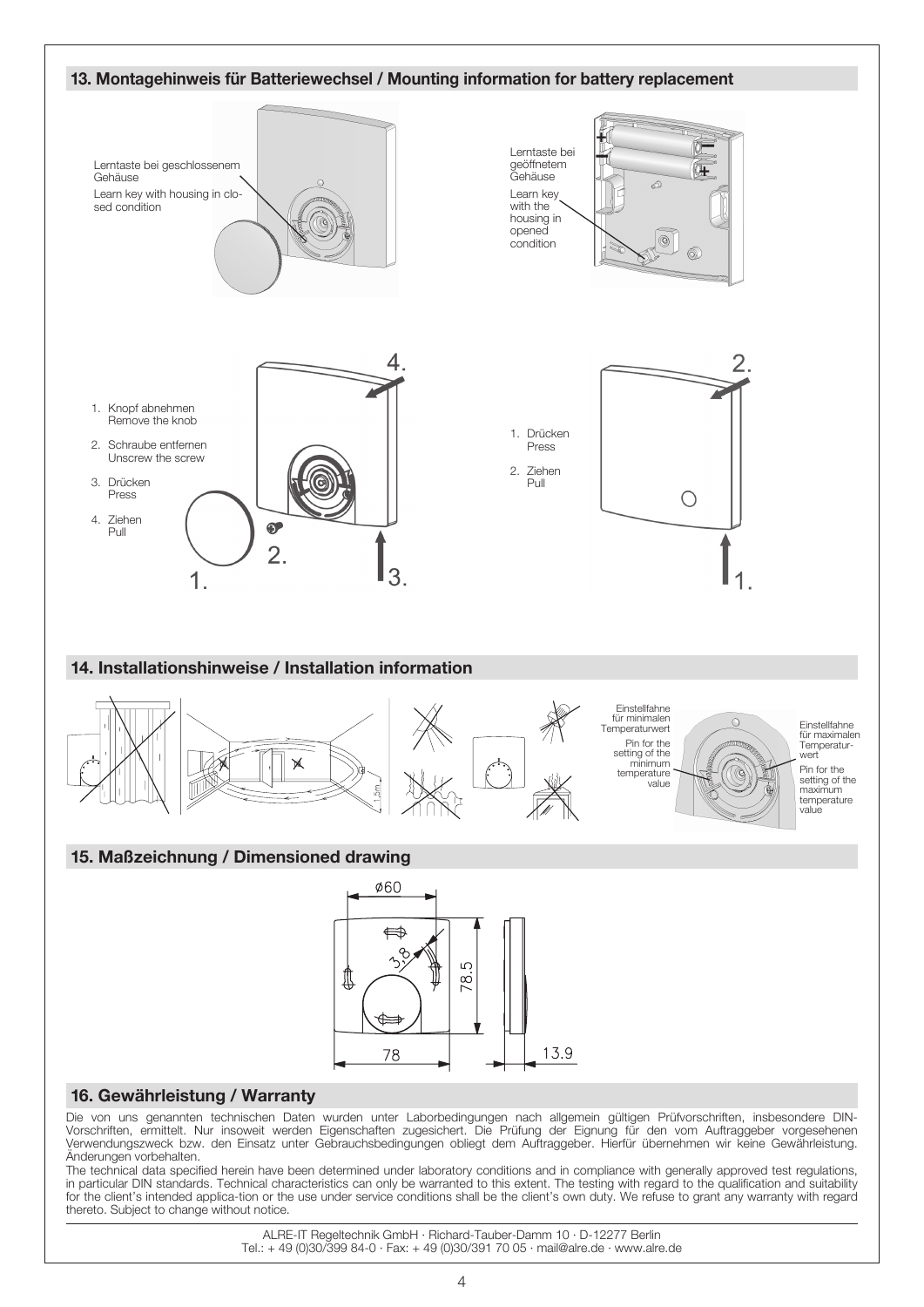## 13. Montagehinweis für Batteriewechsel / Mounting information for battery replacement

Lerntaste bei geschlossenem Gehäuse

Learn key with housing in closed condition

Lerntaste bei geöffnetem Gehäuse

Learn key with the housing in opened condition

1. Knopf abnehmen
   Remove the knob
2. Schraube entfernen
   Unscrew the screw
3. Drücken
   Press
4. Ziehen
   Pull

1. Drücken
   Press
2. Ziehen
   Pull

## 14. Installationshinweise / Installation information

1,5m

Einstellfahne für minimalen Temperaturwert

Pin for the setting of the minimum temperature value

Einstellfahne für maximalen Temperaturwert

Pin for the setting of the maximum temperature value

## 15. Maßzeichnung / Dimensioned drawing

ø60

3,8

78.5

78

13.9

## 16. Gewährleistung / Warranty

Die von uns genannten technischen Daten wurden unter Laborbedingungen nach allgemein gültigen Prüfvorschriften, insbesondere DIN-Vorschriften, ermittelt. Nur insoweit werden Eigenschaften zugesichert. Die Prüfung der Eignung für den vom Auftraggeber vorgesehenen Verwendungszweck bzw. den Einsatz unter Gebrauchsbedingungen obliegt dem Auftraggeber. Hierfür übernehmen wir keine Gewährleistung. Änderungen vorbehalten.

The technical data specified herein have been determined under laboratory conditions and in compliance with generally approved test regulations, in particular DIN standards. Technical characteristics can only be warranted to this extent. The testing with regard to the qualification and suitability for the client's intended applica-tion or the use under service conditions shall be the client's own duty. We refuse to grant any warranty with regard thereto. Subject to change without notice.

ALRE-IT Regeltechnik GmbH · Richard-Tauber-Damm 10 · D-12277 Berlin
Tel.: + 49 (0)30/399 84-0 · Fax: + 49 (0)30/391 70 05 · mail@alre.de · www.alre.de